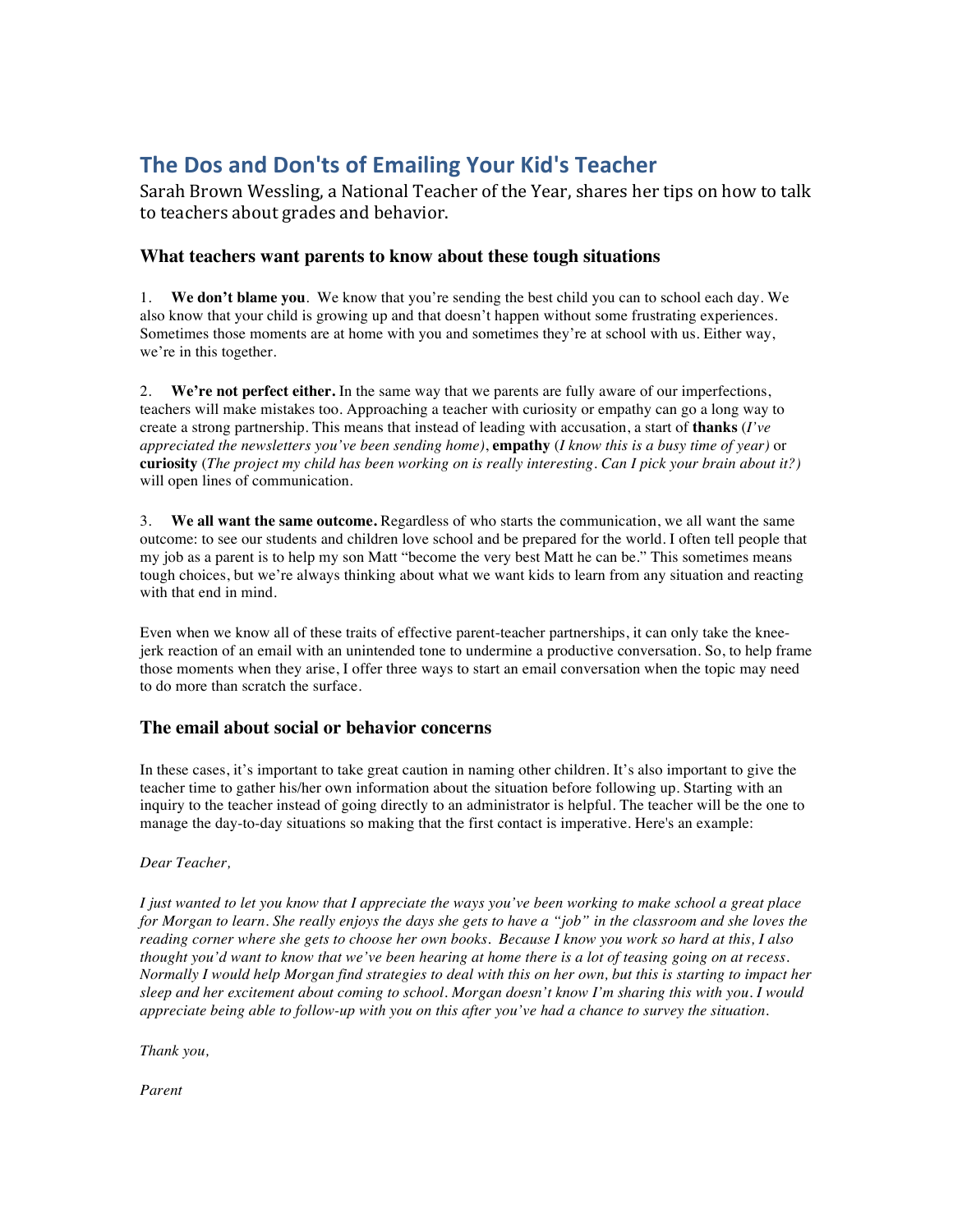# The Dos and Don'ts of Emailing Your Kid's Teacher

Sarah Brown Wessling, a National Teacher of the Year, shares her tips on how to talk to teachers about grades and behavior.

## What teachers want parents to know about these tough situations

1. **We don't blame you**. We know that you're sending the best child you can to school each day. We also know that your child is growing up and that doesn't happen without some frustrating experiences. Sometimes those moments are at home with you and sometimes they're at school with us. Either way, we're in this together.

2. **We're not perfect either.** In the same way that we parents are fully aware of our imperfections, teachers will make mistakes too. Approaching a teacher with curiosity or empathy can go a long way to create a strong partnership. This means that instead of leading with accusation, a start of **thanks** (*I've appreciated the newsletters you've been sending home)*, **empathy** (*I know this is a busy time of year)* or **curiosity** (*The project my child has been working on is really interesting. Can I pick your brain about it?)* will open lines of communication.

3. **We all want the same outcome.** Regardless of who starts the communication, we all want the same outcome: to see our students and children love school and be prepared for the world. I often tell people that my job as a parent is to help my son Matt "become the very best Matt he can be." This sometimes means tough choices, but we're always thinking about what we want kids to learn from any situation and reacting with that end in mind.

Even when we know all of these traits of effective parent-teacher partnerships, it can only take the knee-jerk reaction of an email with an unintended tone to undermine a productive conversation. So, to help frame those moments when they arise, I offer three ways to start an email conversation when the topic may need to do more than scratch the surface.

## The email about social or behavior concerns

In these cases, it's important to take great caution in naming other children. It's also important to give the teacher time to gather his/her own information about the situation before following up. Starting with an inquiry to the teacher instead of going directly to an administrator is helpful. The teacher will be the one to manage the day-to-day situations so making that the first contact is imperative. Here's an example:

*Dear Teacher,*

*I just wanted to let you know that I appreciate the ways you've been working to make school a great place for Morgan to learn. She really enjoys the days she gets to have a "job" in the classroom and she loves the reading corner where she gets to choose her own books. Because I know you work so hard at this, I also thought you'd want to know that we've been hearing at home there is a lot of teasing going on at recess. Normally I would help Morgan find strategies to deal with this on her own, but this is starting to impact her sleep and her excitement about coming to school. Morgan doesn't know I'm sharing this with you. I would appreciate being able to follow-up with you on this after you've had a chance to survey the situation.*

*Thank you,*

*Parent*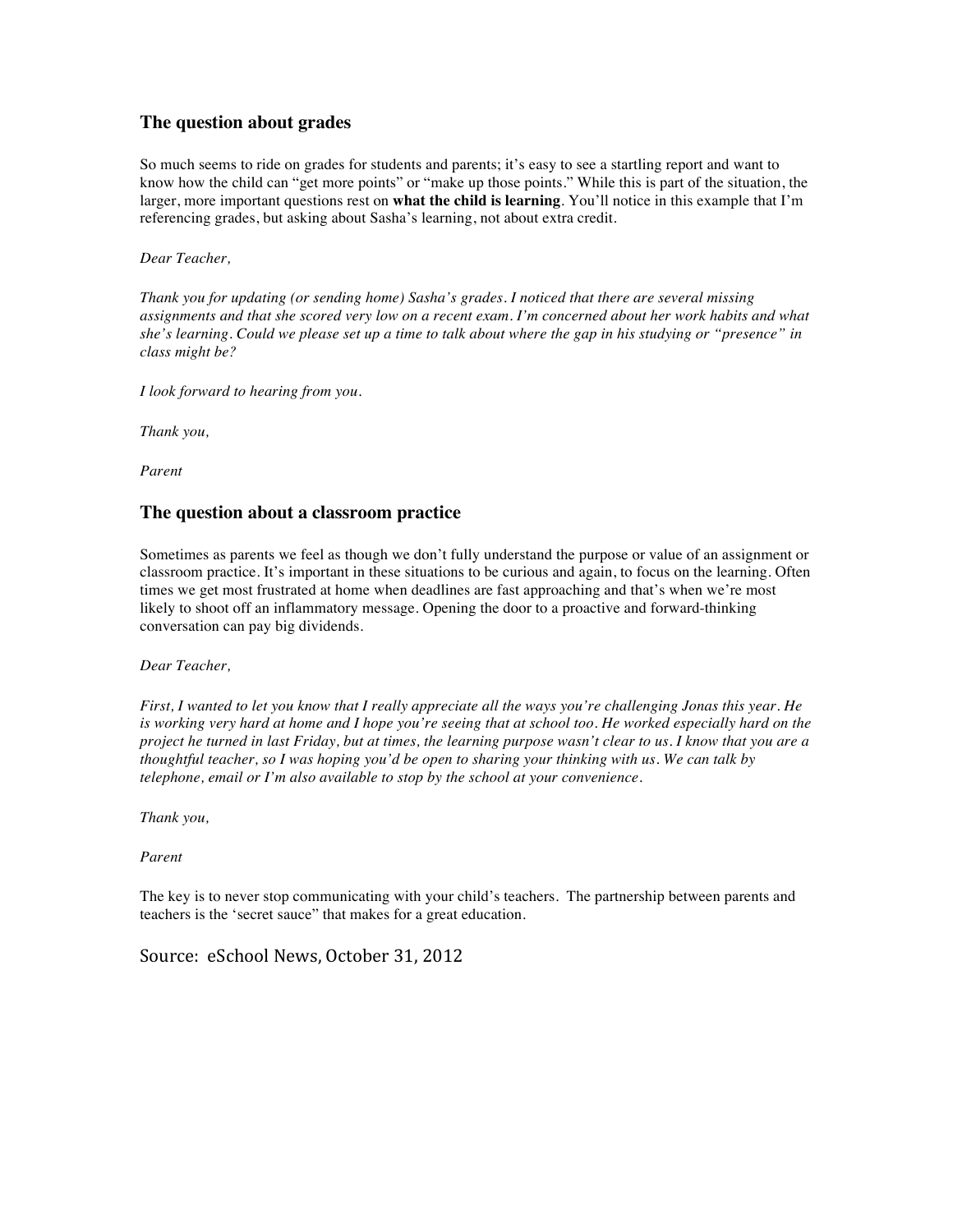## The question about grades

So much seems to ride on grades for students and parents; it's easy to see a startling report and want to know how the child can "get more points" or "make up those points." While this is part of the situation, the larger, more important questions rest on **what the child is learning**. You'll notice in this example that I'm referencing grades, but asking about Sasha's learning, not about extra credit.

*Dear Teacher,*

*Thank you for updating (or sending home) Sasha's grades. I noticed that there are several missing assignments and that she scored very low on a recent exam. I'm concerned about her work habits and what she's learning. Could we please set up a time to talk about where the gap in his studying or "presence" in class might be?*

*I look forward to hearing from you.*

*Thank you,*

*Parent*

## The question about a classroom practice

Sometimes as parents we feel as though we don't fully understand the purpose or value of an assignment or classroom practice. It's important in these situations to be curious and again, to focus on the learning. Often times we get most frustrated at home when deadlines are fast approaching and that's when we're most likely to shoot off an inflammatory message. Opening the door to a proactive and forward-thinking conversation can pay big dividends.

*Dear Teacher,*

*First, I wanted to let you know that I really appreciate all the ways you're challenging Jonas this year. He is working very hard at home and I hope you're seeing that at school too. He worked especially hard on the project he turned in last Friday, but at times, the learning purpose wasn't clear to us. I know that you are a thoughtful teacher, so I was hoping you'd be open to sharing your thinking with us. We can talk by telephone, email or I'm also available to stop by the school at your convenience.*

*Thank you,*

*Parent*

The key is to never stop communicating with your child's teachers. The partnership between parents and teachers is the 'secret sauce" that makes for a great education.

Source: eSchool News, October 31, 2012